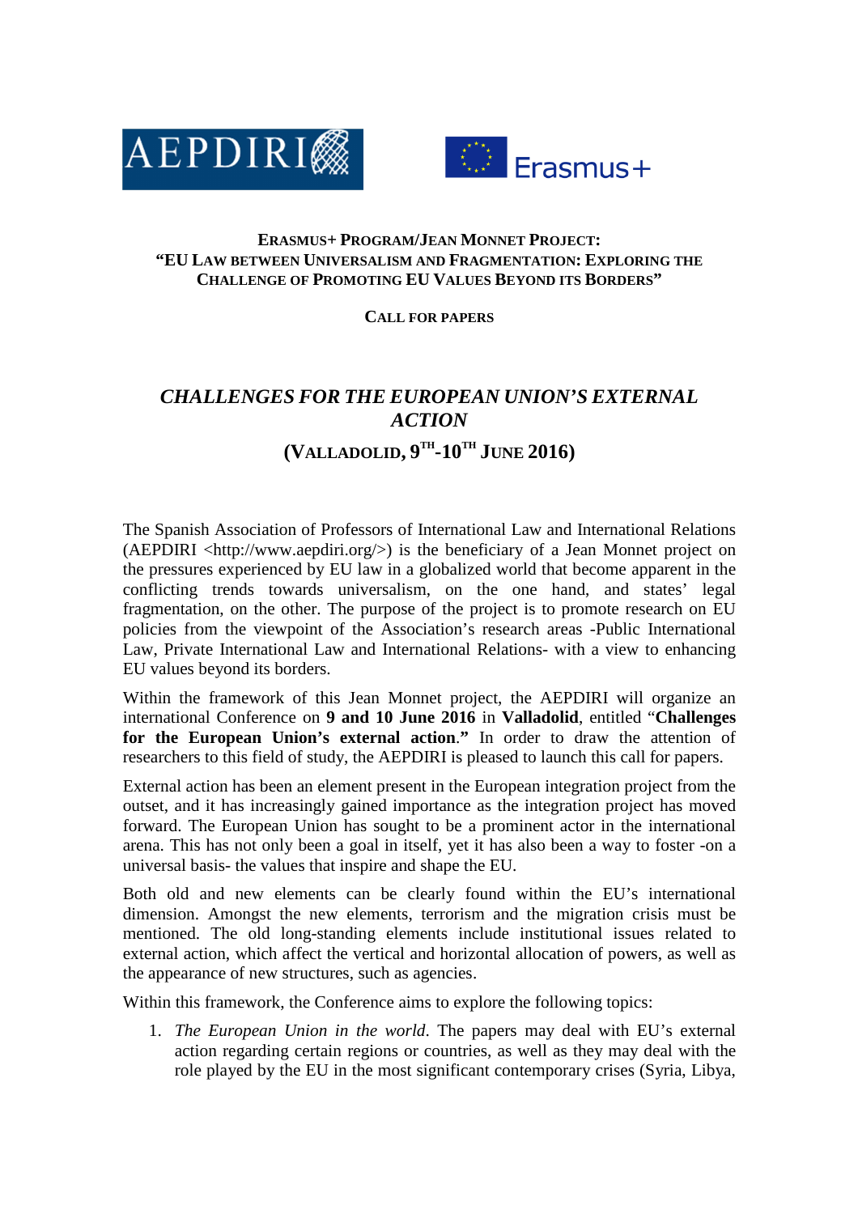**ERASMUS+ PROGRAM/JEAN MONNET PROJECT:**
**"EU LAW BETWEEN UNIVERSALISM AND FRAGMENTATION: EXPLORING THE CHALLENGE OF PROMOTING EU VALUES BEYOND ITS BORDERS"**

**CALL FOR PAPERS**

# *CHALLENGES FOR THE EUROPEAN UNION'S EXTERNAL ACTION*

## (VALLADOLID, 9TH-10TH JUNE 2016)

The Spanish Association of Professors of International Law and International Relations (AEPDIRI <http://www.aepdiri.org/>) is the beneficiary of a Jean Monnet project on the pressures experienced by EU law in a globalized world that become apparent in the conflicting trends towards universalism, on the one hand, and states' legal fragmentation, on the other. The purpose of the project is to promote research on EU policies from the viewpoint of the Association's research areas -Public International Law, Private International Law and International Relations- with a view to enhancing EU values beyond its borders.

Within the framework of this Jean Monnet project, the AEPDIRI will organize an international Conference on **9 and 10 June 2016** in **Valladolid**, entitled "**Challenges for the European Union's external action.**" In order to draw the attention of researchers to this field of study, the AEPDIRI is pleased to launch this call for papers.

External action has been an element present in the European integration project from the outset, and it has increasingly gained importance as the integration project has moved forward. The European Union has sought to be a prominent actor in the international arena. This has not only been a goal in itself, yet it has also been a way to foster -on a universal basis- the values that inspire and shape the EU.

Both old and new elements can be clearly found within the EU's international dimension. Amongst the new elements, terrorism and the migration crisis must be mentioned. The old long-standing elements include institutional issues related to external action, which affect the vertical and horizontal allocation of powers, as well as the appearance of new structures, such as agencies.

Within this framework, the Conference aims to explore the following topics:

1. *The European Union in the world*. The papers may deal with EU's external action regarding certain regions or countries, as well as they may deal with the role played by the EU in the most significant contemporary crises (Syria, Libya,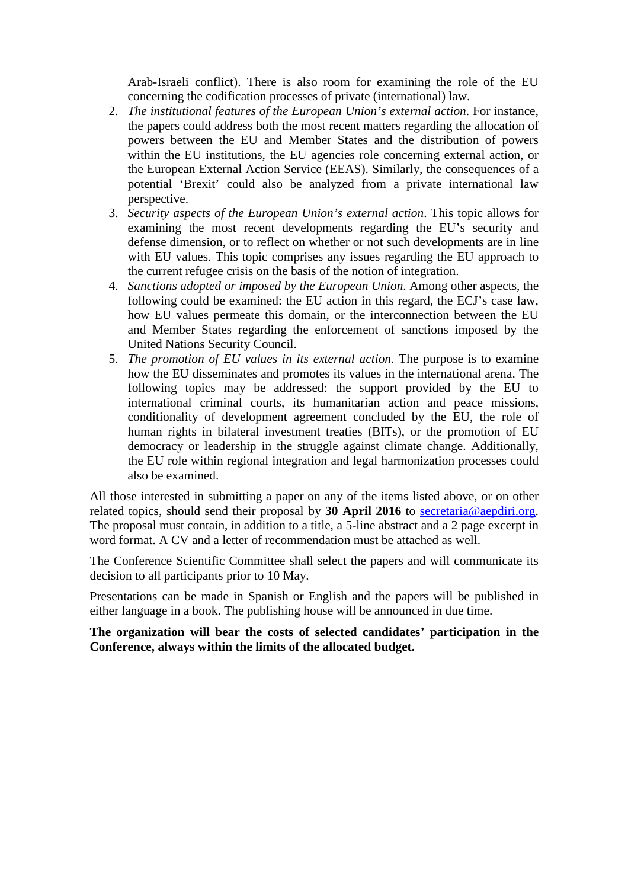Arab-Israeli conflict). There is also room for examining the role of the EU concerning the codification processes of private (international) law.

2. *The institutional features of the European Union's external action*. For instance, the papers could address both the most recent matters regarding the allocation of powers between the EU and Member States and the distribution of powers within the EU institutions, the EU agencies role concerning external action, or the European External Action Service (EEAS). Similarly, the consequences of a potential 'Brexit' could also be analyzed from a private international law perspective.
3. *Security aspects of the European Union's external action*. This topic allows for examining the most recent developments regarding the EU's security and defense dimension, or to reflect on whether or not such developments are in line with EU values. This topic comprises any issues regarding the EU approach to the current refugee crisis on the basis of the notion of integration.
4. *Sanctions adopted or imposed by the European Union*. Among other aspects, the following could be examined: the EU action in this regard, the ECJ's case law, how EU values permeate this domain, or the interconnection between the EU and Member States regarding the enforcement of sanctions imposed by the United Nations Security Council.
5. *The promotion of EU values in its external action.* The purpose is to examine how the EU disseminates and promotes its values in the international arena. The following topics may be addressed: the support provided by the EU to international criminal courts, its humanitarian action and peace missions, conditionality of development agreement concluded by the EU, the role of human rights in bilateral investment treaties (BITs), or the promotion of EU democracy or leadership in the struggle against climate change. Additionally, the EU role within regional integration and legal harmonization processes could also be examined.

All those interested in submitting a paper on any of the items listed above, or on other related topics, should send their proposal by **30 April 2016** to secretaria@aepdiri.org. The proposal must contain, in addition to a title, a 5-line abstract and a 2 page excerpt in word format. A CV and a letter of recommendation must be attached as well.

The Conference Scientific Committee shall select the papers and will communicate its decision to all participants prior to 10 May.

Presentations can be made in Spanish or English and the papers will be published in either language in a book. The publishing house will be announced in due time.

**The organization will bear the costs of selected candidates' participation in the Conference, always within the limits of the allocated budget.**